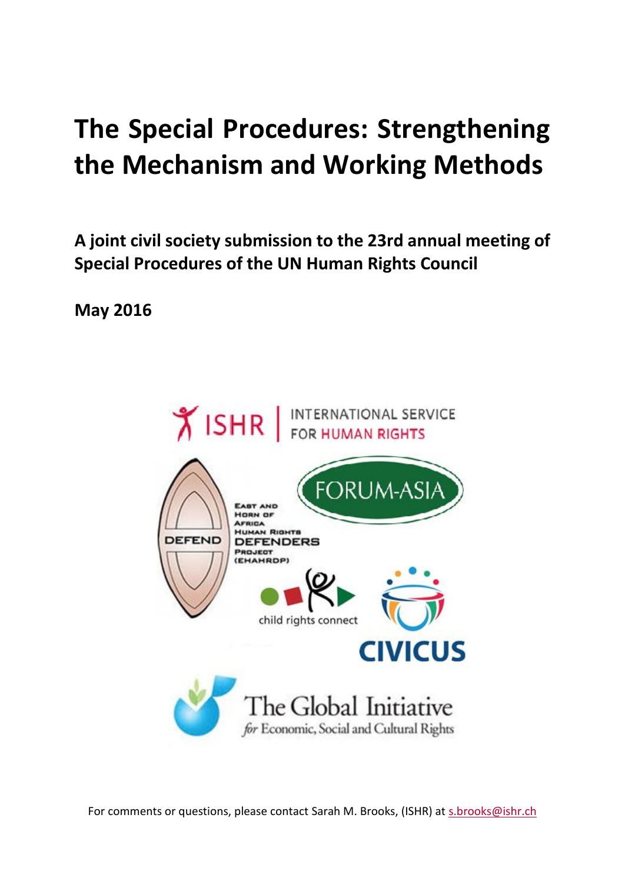# The Special Procedures: Strengthening the Mechanism and Working Methods

**A joint civil society submission to the 23rd annual meeting of Special Procedures of the UN Human Rights Council**

**May 2016**

For comments or questions, please contact Sarah M. Brooks, (ISHR) at s.brooks@ishr.ch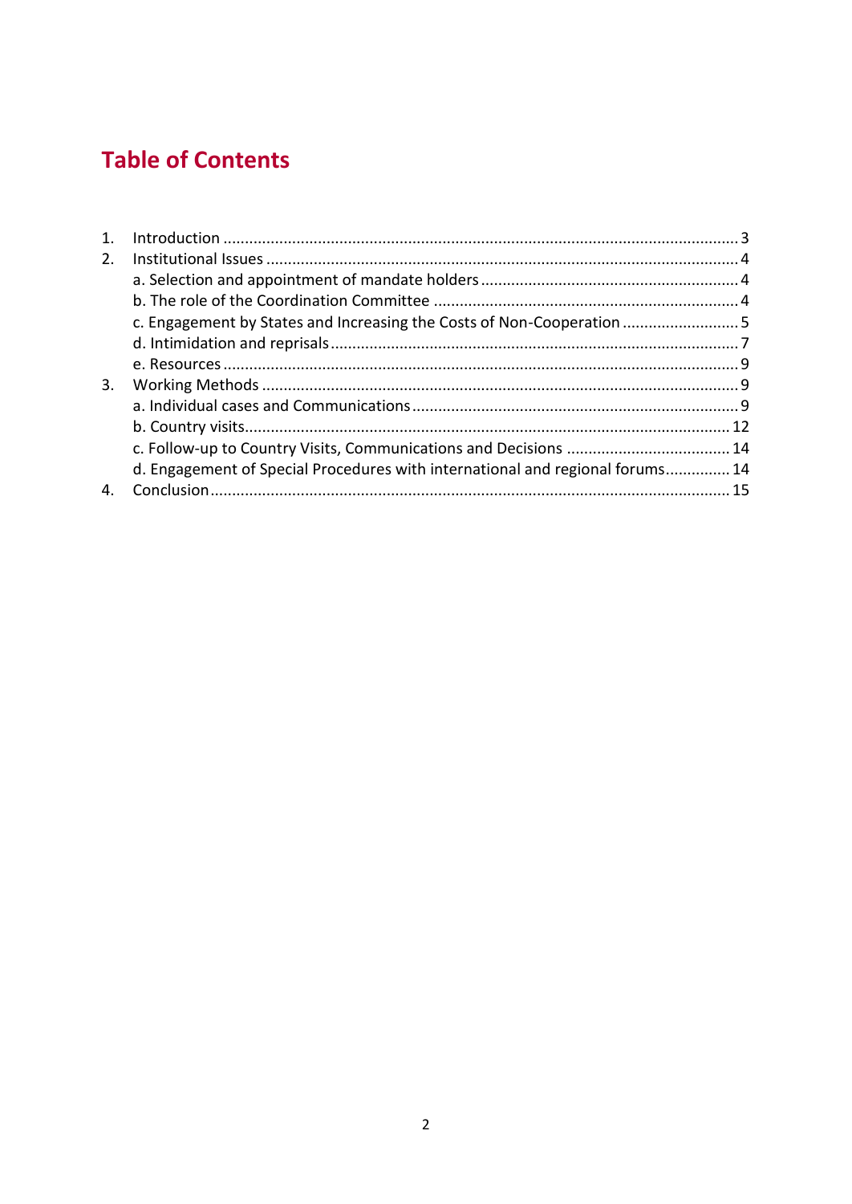## Table of Contents

1. Introduction ...................................................................................................................... 3
2. Institutional Issues ............................................................................................................ 4
   a. Selection and appointment of mandate holders ............................................................ 4
   b. The role of the Coordination Committee ...................................................................... 4
   c. Engagement by States and Increasing the Costs of Non-Cooperation ........................... 5
   d. Intimidation and reprisals .............................................................................................. 7
   e. Resources ....................................................................................................................... 9
3. Working Methods .............................................................................................................. 9
   a. Individual cases and Communications ........................................................................... 9
   b. Country visits ................................................................................................................ 12
   c. Follow-up to Country Visits, Communications and Decisions ...................................... 14
   d. Engagement of Special Procedures with international and regional forums ............... 14
4. Conclusion ....................................................................................................................... 15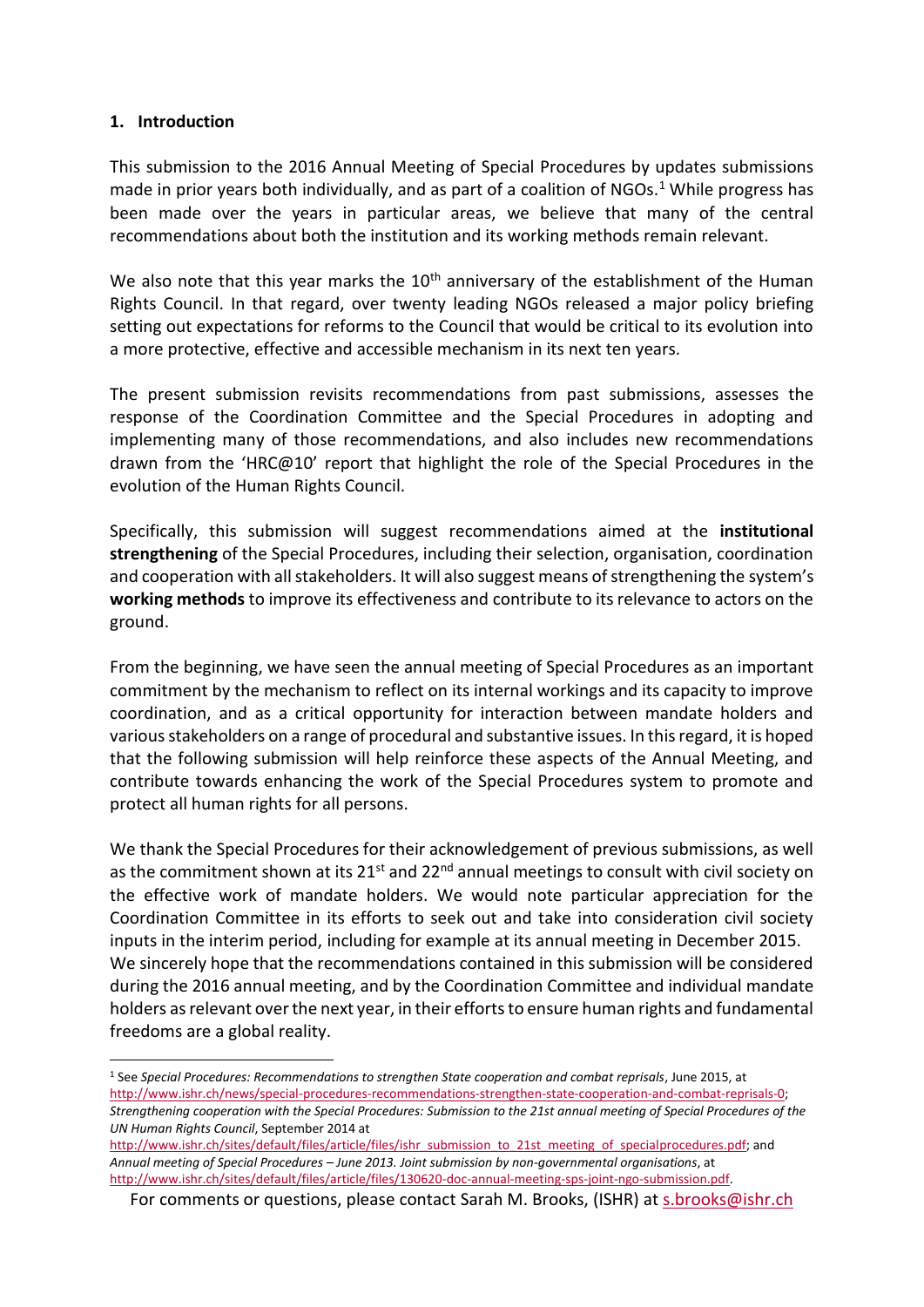## 1. Introduction

This submission to the 2016 Annual Meeting of Special Procedures by updates submissions made in prior years both individually, and as part of a coalition of NGOs.[1] While progress has been made over the years in particular areas, we believe that many of the central recommendations about both the institution and its working methods remain relevant.

We also note that this year marks the 10th anniversary of the establishment of the Human Rights Council. In that regard, over twenty leading NGOs released a major policy briefing setting out expectations for reforms to the Council that would be critical to its evolution into a more protective, effective and accessible mechanism in its next ten years.

The present submission revisits recommendations from past submissions, assesses the response of the Coordination Committee and the Special Procedures in adopting and implementing many of those recommendations, and also includes new recommendations drawn from the 'HRC@10' report that highlight the role of the Special Procedures in the evolution of the Human Rights Council.

Specifically, this submission will suggest recommendations aimed at the **institutional strengthening** of the Special Procedures, including their selection, organisation, coordination and cooperation with all stakeholders. It will also suggest means of strengthening the system's **working methods** to improve its effectiveness and contribute to its relevance to actors on the ground.

From the beginning, we have seen the annual meeting of Special Procedures as an important commitment by the mechanism to reflect on its internal workings and its capacity to improve coordination, and as a critical opportunity for interaction between mandate holders and various stakeholders on a range of procedural and substantive issues. In this regard, it is hoped that the following submission will help reinforce these aspects of the Annual Meeting, and contribute towards enhancing the work of the Special Procedures system to promote and protect all human rights for all persons.

We thank the Special Procedures for their acknowledgement of previous submissions, as well as the commitment shown at its 21st and 22nd annual meetings to consult with civil society on the effective work of mandate holders. We would note particular appreciation for the Coordination Committee in its efforts to seek out and take into consideration civil society inputs in the interim period, including for example at its annual meeting in December 2015. We sincerely hope that the recommendations contained in this submission will be considered during the 2016 annual meeting, and by the Coordination Committee and individual mandate holders as relevant over the next year, in their efforts to ensure human rights and fundamental freedoms are a global reality.

[1] See *Special Procedures: Recommendations to strengthen State cooperation and combat reprisals*, June 2015, at http://www.ishr.ch/news/special-procedures-recommendations-strengthen-state-cooperation-and-combat-reprisals-0; *Strengthening cooperation with the Special Procedures: Submission to the 21st annual meeting of Special Procedures of the UN Human Rights Council*, September 2014 at http://www.ishr.ch/sites/default/files/article/files/ishr_submission_to_21st_meeting_of_specialprocedures.pdf; and *Annual meeting of Special Procedures – June 2013. Joint submission by non-governmental organisations*, at http://www.ishr.ch/sites/default/files/article/files/130620-doc-annual-meeting-sps-joint-ngo-submission.pdf.

For comments or questions, please contact Sarah M. Brooks, (ISHR) at s.brooks@ishr.ch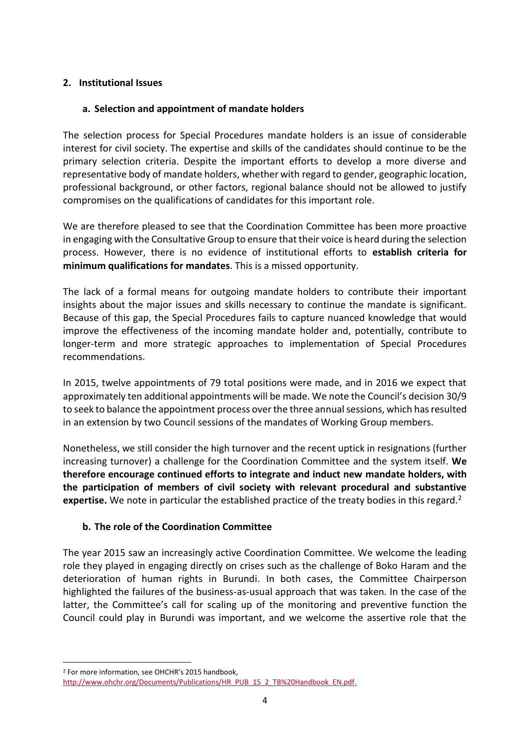## 2. Institutional Issues

### a. Selection and appointment of mandate holders

The selection process for Special Procedures mandate holders is an issue of considerable interest for civil society. The expertise and skills of the candidates should continue to be the primary selection criteria. Despite the important efforts to develop a more diverse and representative body of mandate holders, whether with regard to gender, geographic location, professional background, or other factors, regional balance should not be allowed to justify compromises on the qualifications of candidates for this important role.

We are therefore pleased to see that the Coordination Committee has been more proactive in engaging with the Consultative Group to ensure that their voice is heard during the selection process. However, there is no evidence of institutional efforts to **establish criteria for minimum qualifications for mandates**. This is a missed opportunity.

The lack of a formal means for outgoing mandate holders to contribute their important insights about the major issues and skills necessary to continue the mandate is significant. Because of this gap, the Special Procedures fails to capture nuanced knowledge that would improve the effectiveness of the incoming mandate holder and, potentially, contribute to longer-term and more strategic approaches to implementation of Special Procedures recommendations.

In 2015, twelve appointments of 79 total positions were made, and in 2016 we expect that approximately ten additional appointments will be made. We note the Council's decision 30/9 to seek to balance the appointment process over the three annual sessions, which has resulted in an extension by two Council sessions of the mandates of Working Group members.

Nonetheless, we still consider the high turnover and the recent uptick in resignations (further increasing turnover) a challenge for the Coordination Committee and the system itself. **We therefore encourage continued efforts to integrate and induct new mandate holders, with the participation of members of civil society with relevant procedural and substantive expertise.** We note in particular the established practice of the treaty bodies in this regard.[2]

### b. The role of the Coordination Committee

The year 2015 saw an increasingly active Coordination Committee. We welcome the leading role they played in engaging directly on crises such as the challenge of Boko Haram and the deterioration of human rights in Burundi. In both cases, the Committee Chairperson highlighted the failures of the business-as-usual approach that was taken. In the case of the latter, the Committee's call for scaling up of the monitoring and preventive function the Council could play in Burundi was important, and we welcome the assertive role that the

---

[2] For more information, see OHCHR's 2015 handbook, http://www.ohchr.org/Documents/Publications/HR_PUB_15_2_TB%20Handbook_EN.pdf.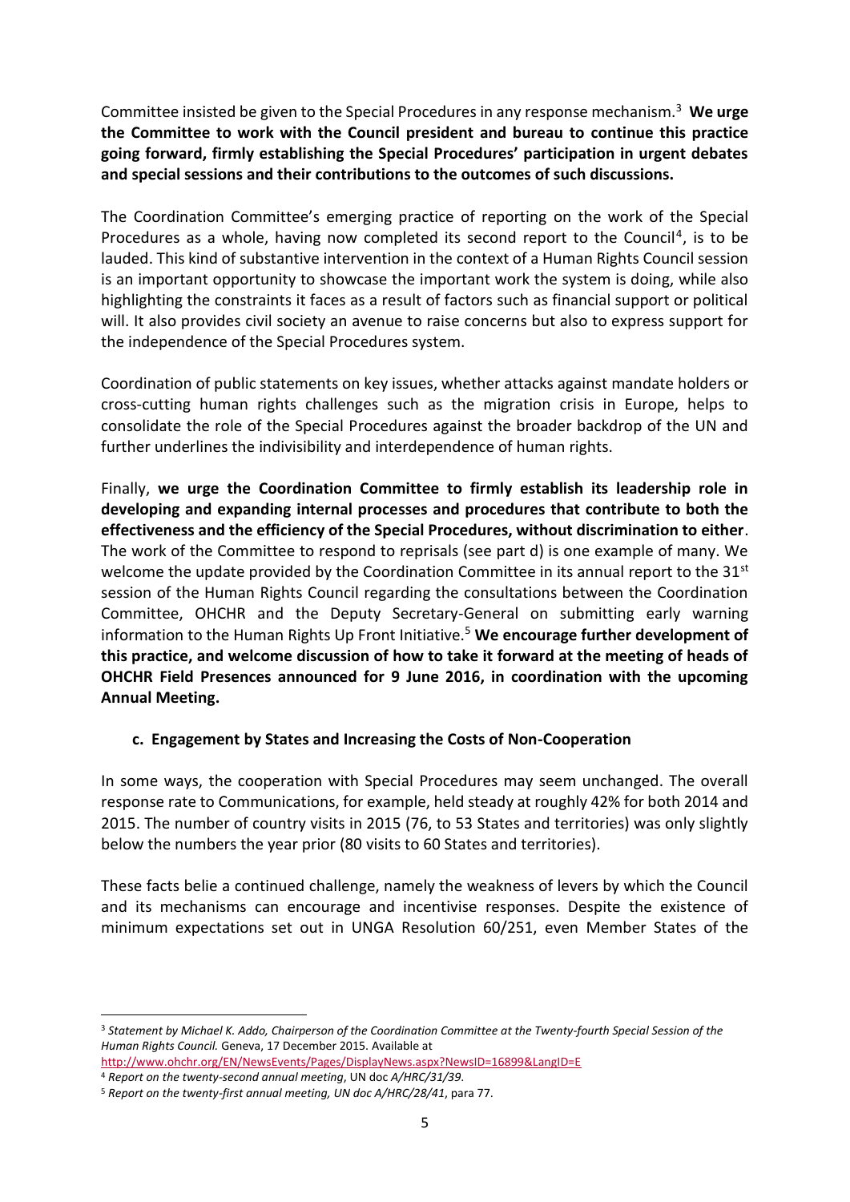Committee insisted be given to the Special Procedures in any response mechanism.[3] **We urge the Committee to work with the Council president and bureau to continue this practice going forward, firmly establishing the Special Procedures' participation in urgent debates and special sessions and their contributions to the outcomes of such discussions.**

The Coordination Committee's emerging practice of reporting on the work of the Special Procedures as a whole, having now completed its second report to the Council[4], is to be lauded. This kind of substantive intervention in the context of a Human Rights Council session is an important opportunity to showcase the important work the system is doing, while also highlighting the constraints it faces as a result of factors such as financial support or political will. It also provides civil society an avenue to raise concerns but also to express support for the independence of the Special Procedures system.

Coordination of public statements on key issues, whether attacks against mandate holders or cross-cutting human rights challenges such as the migration crisis in Europe, helps to consolidate the role of the Special Procedures against the broader backdrop of the UN and further underlines the indivisibility and interdependence of human rights.

Finally, **we urge the Coordination Committee to firmly establish its leadership role in developing and expanding internal processes and procedures that contribute to both the effectiveness and the efficiency of the Special Procedures, without discrimination to either**. The work of the Committee to respond to reprisals (see part d) is one example of many. We welcome the update provided by the Coordination Committee in its annual report to the 31st session of the Human Rights Council regarding the consultations between the Coordination Committee, OHCHR and the Deputy Secretary-General on submitting early warning information to the Human Rights Up Front Initiative.[5] **We encourage further development of this practice, and welcome discussion of how to take it forward at the meeting of heads of OHCHR Field Presences announced for 9 June 2016, in coordination with the upcoming Annual Meeting.**

### c. Engagement by States and Increasing the Costs of Non-Cooperation

In some ways, the cooperation with Special Procedures may seem unchanged. The overall response rate to Communications, for example, held steady at roughly 42% for both 2014 and 2015. The number of country visits in 2015 (76, to 53 States and territories) was only slightly below the numbers the year prior (80 visits to 60 States and territories).

These facts belie a continued challenge, namely the weakness of levers by which the Council and its mechanisms can encourage and incentivise responses. Despite the existence of minimum expectations set out in UNGA Resolution 60/251, even Member States of the

---

[3] *Statement by Michael K. Addo, Chairperson of the Coordination Committee at the Twenty-fourth Special Session of the Human Rights Council.* Geneva, 17 December 2015. Available at http://www.ohchr.org/EN/NewsEvents/Pages/DisplayNews.aspx?NewsID=16899&LangID=E

[4] *Report on the twenty-second annual meeting*, UN doc *A/HRC/31/39*.

[5] *Report on the twenty-first annual meeting, UN doc A/HRC/28/41*, para 77.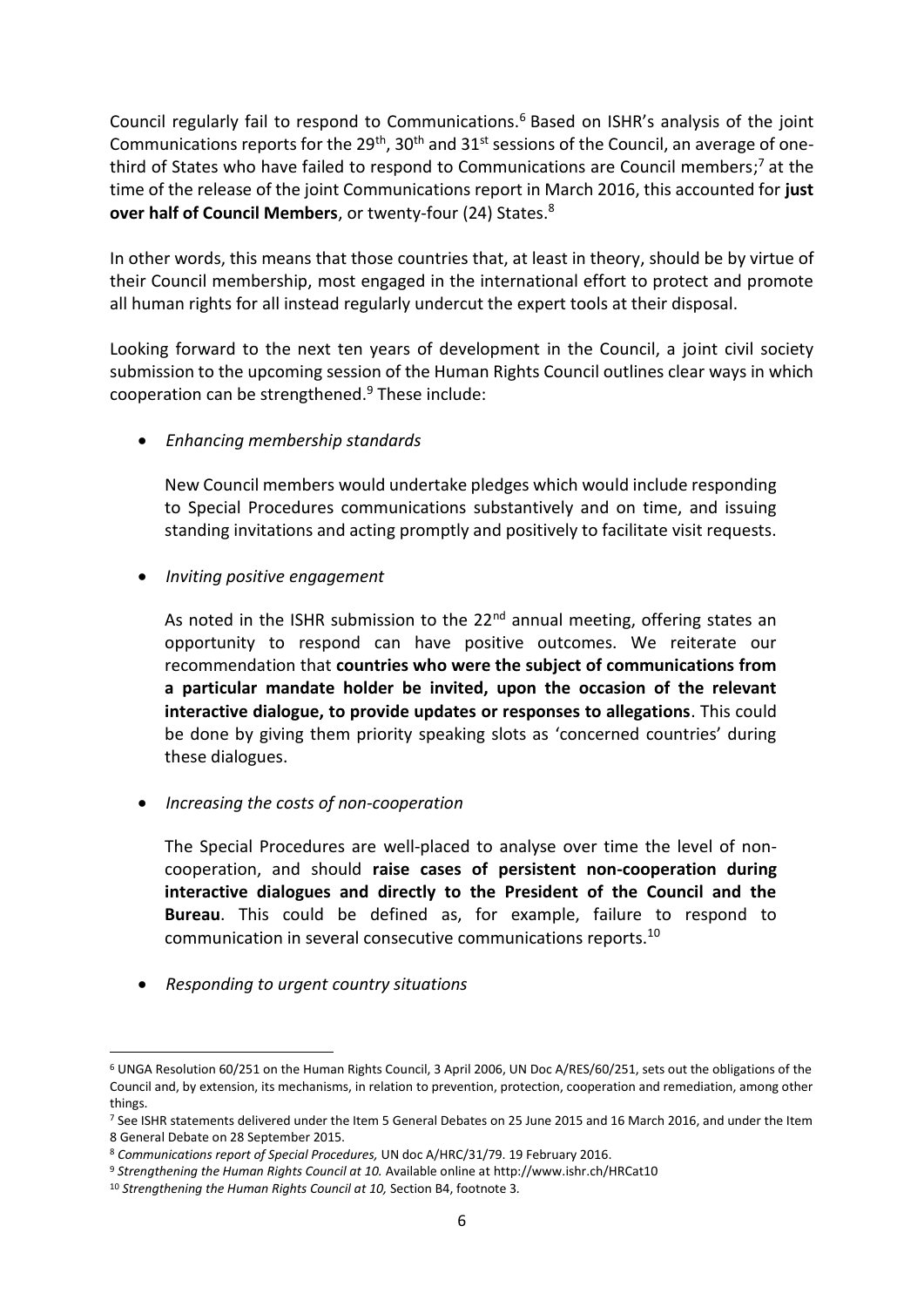Council regularly fail to respond to Communications.[6] Based on ISHR's analysis of the joint Communications reports for the 29th, 30th and 31st sessions of the Council, an average of one-third of States who have failed to respond to Communications are Council members;[7] at the time of the release of the joint Communications report in March 2016, this accounted for **just over half of Council Members**, or twenty-four (24) States.[8]

In other words, this means that those countries that, at least in theory, should be by virtue of their Council membership, most engaged in the international effort to protect and promote all human rights for all instead regularly undercut the expert tools at their disposal.

Looking forward to the next ten years of development in the Council, a joint civil society submission to the upcoming session of the Human Rights Council outlines clear ways in which cooperation can be strengthened.[9] These include:

- *Enhancing membership standards*

  New Council members would undertake pledges which would include responding to Special Procedures communications substantively and on time, and issuing standing invitations and acting promptly and positively to facilitate visit requests.

- *Inviting positive engagement*

  As noted in the ISHR submission to the 22nd annual meeting, offering states an opportunity to respond can have positive outcomes. We reiterate our recommendation that **countries who were the subject of communications from a particular mandate holder be invited, upon the occasion of the relevant interactive dialogue, to provide updates or responses to allegations**. This could be done by giving them priority speaking slots as 'concerned countries' during these dialogues.

- *Increasing the costs of non-cooperation*

  The Special Procedures are well-placed to analyse over time the level of non-cooperation, and should **raise cases of persistent non-cooperation during interactive dialogues and directly to the President of the Council and the Bureau**. This could be defined as, for example, failure to respond to communication in several consecutive communications reports.[10]

- *Responding to urgent country situations*

---

[6] UNGA Resolution 60/251 on the Human Rights Council, 3 April 2006, UN Doc A/RES/60/251, sets out the obligations of the Council and, by extension, its mechanisms, in relation to prevention, protection, cooperation and remediation, among other things.

[7] See ISHR statements delivered under the Item 5 General Debates on 25 June 2015 and 16 March 2016, and under the Item 8 General Debate on 28 September 2015.

[8] *Communications report of Special Procedures,* UN doc A/HRC/31/79. 19 February 2016.

[9] *Strengthening the Human Rights Council at 10.* Available online at http://www.ishr.ch/HRCat10

[10] *Strengthening the Human Rights Council at 10,* Section B4, footnote 3.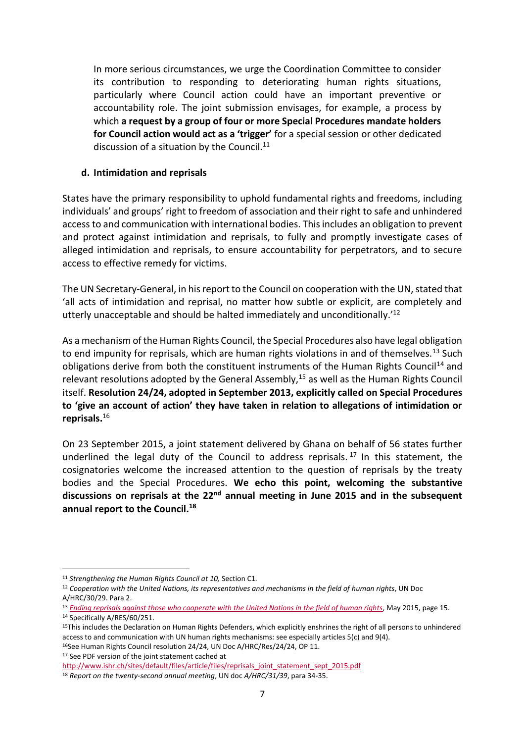In more serious circumstances, we urge the Coordination Committee to consider its contribution to responding to deteriorating human rights situations, particularly where Council action could have an important preventive or accountability role. The joint submission envisages, for example, a process by which **a request by a group of four or more Special Procedures mandate holders for Council action would act as a 'trigger'** for a special session or other dedicated discussion of a situation by the Council.[11]

#### d. Intimidation and reprisals

States have the primary responsibility to uphold fundamental rights and freedoms, including individuals' and groups' right to freedom of association and their right to safe and unhindered access to and communication with international bodies. This includes an obligation to prevent and protect against intimidation and reprisals, to fully and promptly investigate cases of alleged intimidation and reprisals, to ensure accountability for perpetrators, and to secure access to effective remedy for victims.

The UN Secretary-General, in his report to the Council on cooperation with the UN, stated that 'all acts of intimidation and reprisal, no matter how subtle or explicit, are completely and utterly unacceptable and should be halted immediately and unconditionally.'[12]

As a mechanism of the Human Rights Council, the Special Procedures also have legal obligation to end impunity for reprisals, which are human rights violations in and of themselves.[13] Such obligations derive from both the constituent instruments of the Human Rights Council[14] and relevant resolutions adopted by the General Assembly,[15] as well as the Human Rights Council itself. **Resolution 24/24, adopted in September 2013, explicitly called on Special Procedures to 'give an account of action' they have taken in relation to allegations of intimidation or reprisals.**[16]

On 23 September 2015, a joint statement delivered by Ghana on behalf of 56 states further underlined the legal duty of the Council to address reprisals.[17] In this statement, the cosignatories welcome the increased attention to the question of reprisals by the treaty bodies and the Special Procedures. **We echo this point, welcoming the substantive discussions on reprisals at the 22nd annual meeting in June 2015 and in the subsequent annual report to the Council.**[18]

---

[11] *Strengthening the Human Rights Council at 10,* Section C1.

[12] *Cooperation with the United Nations, its representatives and mechanisms in the field of human rights*, UN Doc A/HRC/30/29. Para 2.

[13] *Ending reprisals against those who cooperate with the United Nations in the field of human rights*, May 2015, page 15.

[14] Specifically A/RES/60/251.

[15] This includes the Declaration on Human Rights Defenders, which explicitly enshrines the right of all persons to unhindered access to and communication with UN human rights mechanisms: see especially articles 5(c) and 9(4).

[16] See Human Rights Council resolution 24/24, UN Doc A/HRC/Res/24/24, OP 11.

[17] See PDF version of the joint statement cached at http://www.ishr.ch/sites/default/files/article/files/reprisals_joint_statement_sept_2015.pdf

[18] *Report on the twenty-second annual meeting*, UN doc *A/HRC/31/39*, para 34-35.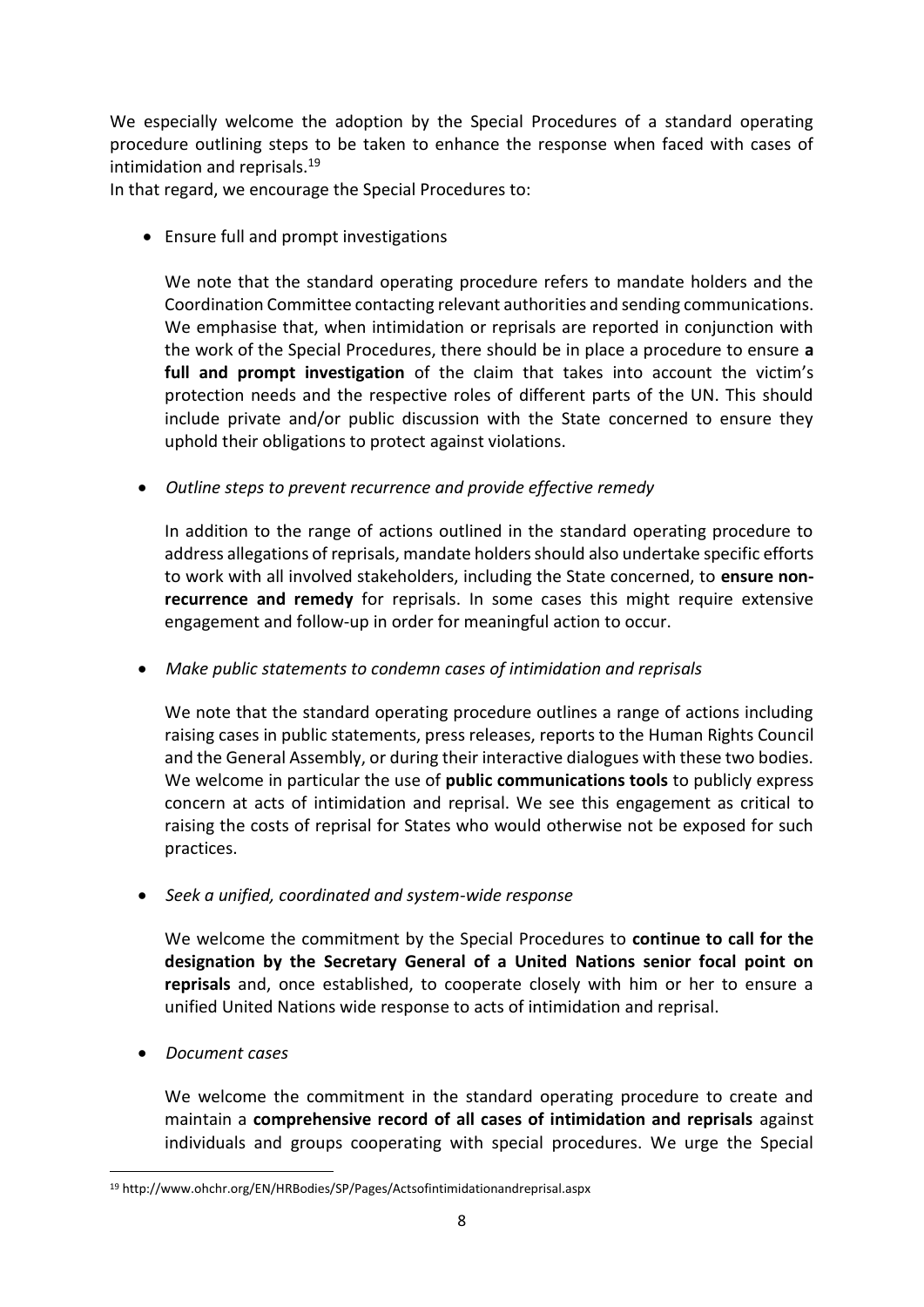We especially welcome the adoption by the Special Procedures of a standard operating procedure outlining steps to be taken to enhance the response when faced with cases of intimidation and reprisals.[19]

In that regard, we encourage the Special Procedures to:

- Ensure full and prompt investigations

  We note that the standard operating procedure refers to mandate holders and the Coordination Committee contacting relevant authorities and sending communications. We emphasise that, when intimidation or reprisals are reported in conjunction with the work of the Special Procedures, there should be in place a procedure to ensure **a full and prompt investigation** of the claim that takes into account the victim's protection needs and the respective roles of different parts of the UN. This should include private and/or public discussion with the State concerned to ensure they uphold their obligations to protect against violations.

- *Outline steps to prevent recurrence and provide effective remedy*

  In addition to the range of actions outlined in the standard operating procedure to address allegations of reprisals, mandate holders should also undertake specific efforts to work with all involved stakeholders, including the State concerned, to **ensure non-recurrence and remedy** for reprisals. In some cases this might require extensive engagement and follow-up in order for meaningful action to occur.

- *Make public statements to condemn cases of intimidation and reprisals*

  We note that the standard operating procedure outlines a range of actions including raising cases in public statements, press releases, reports to the Human Rights Council and the General Assembly, or during their interactive dialogues with these two bodies. We welcome in particular the use of **public communications tools** to publicly express concern at acts of intimidation and reprisal. We see this engagement as critical to raising the costs of reprisal for States who would otherwise not be exposed for such practices.

- *Seek a unified, coordinated and system-wide response*

  We welcome the commitment by the Special Procedures to **continue to call for the designation by the Secretary General of a United Nations senior focal point on reprisals** and, once established, to cooperate closely with him or her to ensure a unified United Nations wide response to acts of intimidation and reprisal.

- *Document cases*

  We welcome the commitment in the standard operating procedure to create and maintain a **comprehensive record of all cases of intimidation and reprisals** against individuals and groups cooperating with special procedures. We urge the Special

---

[19] http://www.ohchr.org/EN/HRBodies/SP/Pages/Actsofintimidationandreprisal.aspx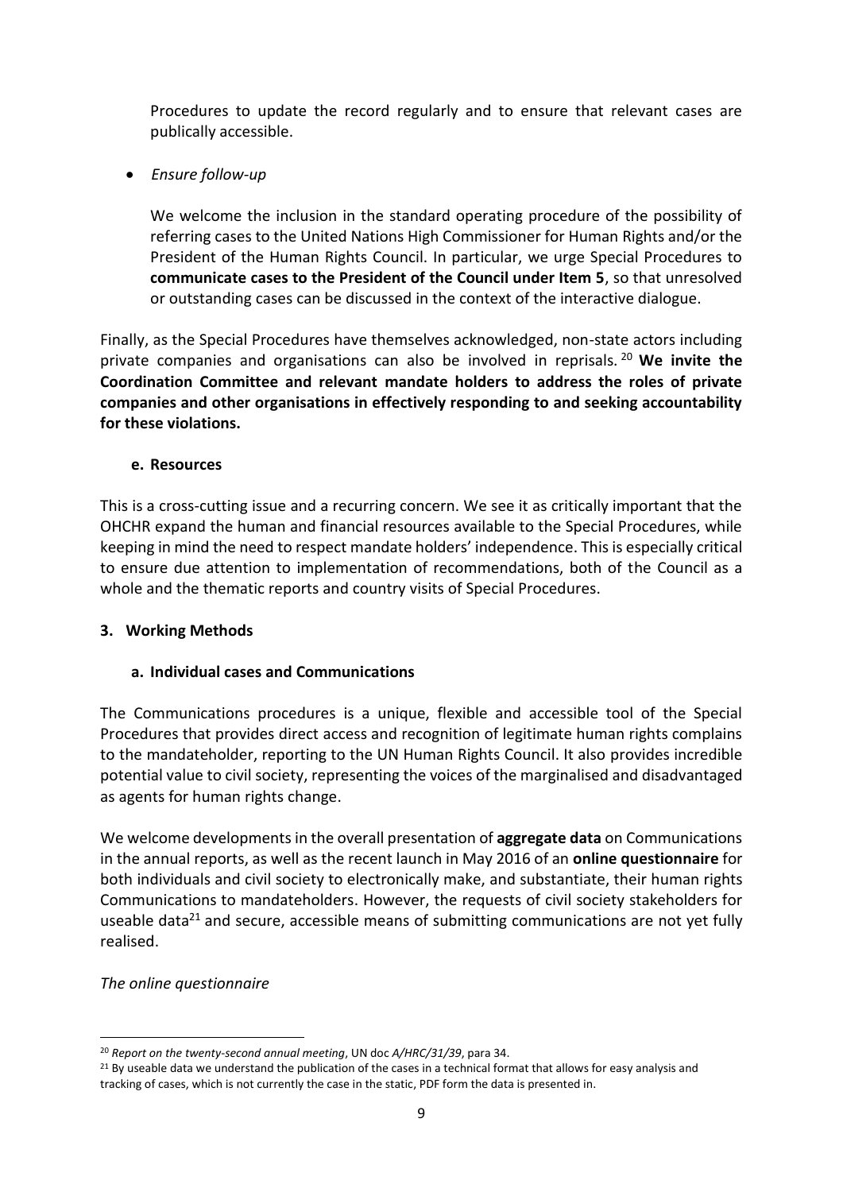Procedures to update the record regularly and to ensure that relevant cases are publically accessible.

- *Ensure follow-up*

  We welcome the inclusion in the standard operating procedure of the possibility of referring cases to the United Nations High Commissioner for Human Rights and/or the President of the Human Rights Council. In particular, we urge Special Procedures to **communicate cases to the President of the Council under Item 5**, so that unresolved or outstanding cases can be discussed in the context of the interactive dialogue.

Finally, as the Special Procedures have themselves acknowledged, non-state actors including private companies and organisations can also be involved in reprisals.[20] **We invite the Coordination Committee and relevant mandate holders to address the roles of private companies and other organisations in effectively responding to and seeking accountability for these violations.**

### e. Resources

This is a cross-cutting issue and a recurring concern. We see it as critically important that the OHCHR expand the human and financial resources available to the Special Procedures, while keeping in mind the need to respect mandate holders' independence. This is especially critical to ensure due attention to implementation of recommendations, both of the Council as a whole and the thematic reports and country visits of Special Procedures.

## 3. Working Methods

### a. Individual cases and Communications

The Communications procedures is a unique, flexible and accessible tool of the Special Procedures that provides direct access and recognition of legitimate human rights complains to the mandateholder, reporting to the UN Human Rights Council. It also provides incredible potential value to civil society, representing the voices of the marginalised and disadvantaged as agents for human rights change.

We welcome developments in the overall presentation of **aggregate data** on Communications in the annual reports, as well as the recent launch in May 2016 of an **online questionnaire** for both individuals and civil society to electronically make, and substantiate, their human rights Communications to mandateholders. However, the requests of civil society stakeholders for useable data[21] and secure, accessible means of submitting communications are not yet fully realised.

*The online questionnaire*

---

[20] *Report on the twenty-second annual meeting*, UN doc *A/HRC/31/39*, para 34.

[21] By useable data we understand the publication of the cases in a technical format that allows for easy analysis and tracking of cases, which is not currently the case in the static, PDF form the data is presented in.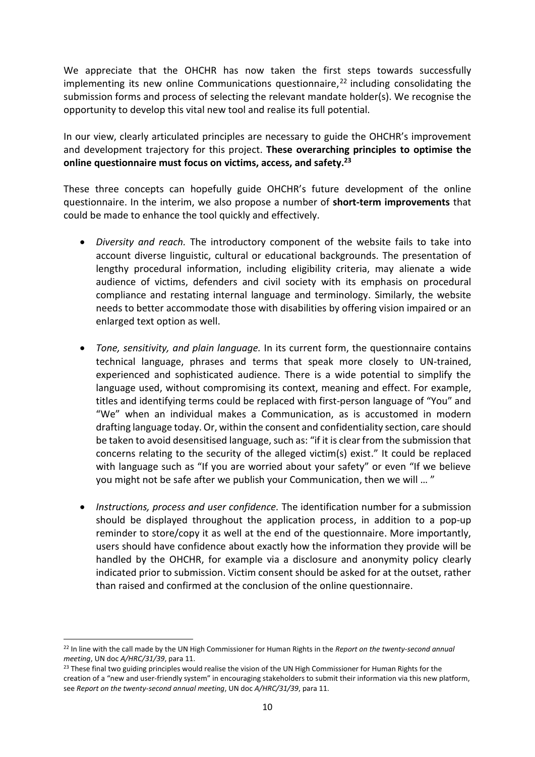We appreciate that the OHCHR has now taken the first steps towards successfully implementing its new online Communications questionnaire,[22] including consolidating the submission forms and process of selecting the relevant mandate holder(s). We recognise the opportunity to develop this vital new tool and realise its full potential.

In our view, clearly articulated principles are necessary to guide the OHCHR's improvement and development trajectory for this project. **These overarching principles to optimise the online questionnaire must focus on victims, access, and safety.[23]**

These three concepts can hopefully guide OHCHR's future development of the online questionnaire. In the interim, we also propose a number of **short-term improvements** that could be made to enhance the tool quickly and effectively.

- *Diversity and reach.* The introductory component of the website fails to take into account diverse linguistic, cultural or educational backgrounds. The presentation of lengthy procedural information, including eligibility criteria, may alienate a wide audience of victims, defenders and civil society with its emphasis on procedural compliance and restating internal language and terminology. Similarly, the website needs to better accommodate those with disabilities by offering vision impaired or an enlarged text option as well.

- *Tone, sensitivity, and plain language.* In its current form, the questionnaire contains technical language, phrases and terms that speak more closely to UN-trained, experienced and sophisticated audience. There is a wide potential to simplify the language used, without compromising its context, meaning and effect. For example, titles and identifying terms could be replaced with first-person language of "You" and "We" when an individual makes a Communication, as is accustomed in modern drafting language today. Or, within the consent and confidentiality section, care should be taken to avoid desensitised language, such as: "if it is clear from the submission that concerns relating to the security of the alleged victim(s) exist." It could be replaced with language such as "If you are worried about your safety" or even "If we believe you might not be safe after we publish your Communication, then we will … "

- *Instructions, process and user confidence.* The identification number for a submission should be displayed throughout the application process, in addition to a pop-up reminder to store/copy it as well at the end of the questionnaire. More importantly, users should have confidence about exactly how the information they provide will be handled by the OHCHR, for example via a disclosure and anonymity policy clearly indicated prior to submission. Victim consent should be asked for at the outset, rather than raised and confirmed at the conclusion of the online questionnaire.

---

[22] In line with the call made by the UN High Commissioner for Human Rights in the *Report on the twenty-second annual meeting*, UN doc *A/HRC/31/39*, para 11.

[23] These final two guiding principles would realise the vision of the UN High Commissioner for Human Rights for the creation of a "new and user-friendly system" in encouraging stakeholders to submit their information via this new platform, see *Report on the twenty-second annual meeting*, UN doc *A/HRC/31/39*, para 11.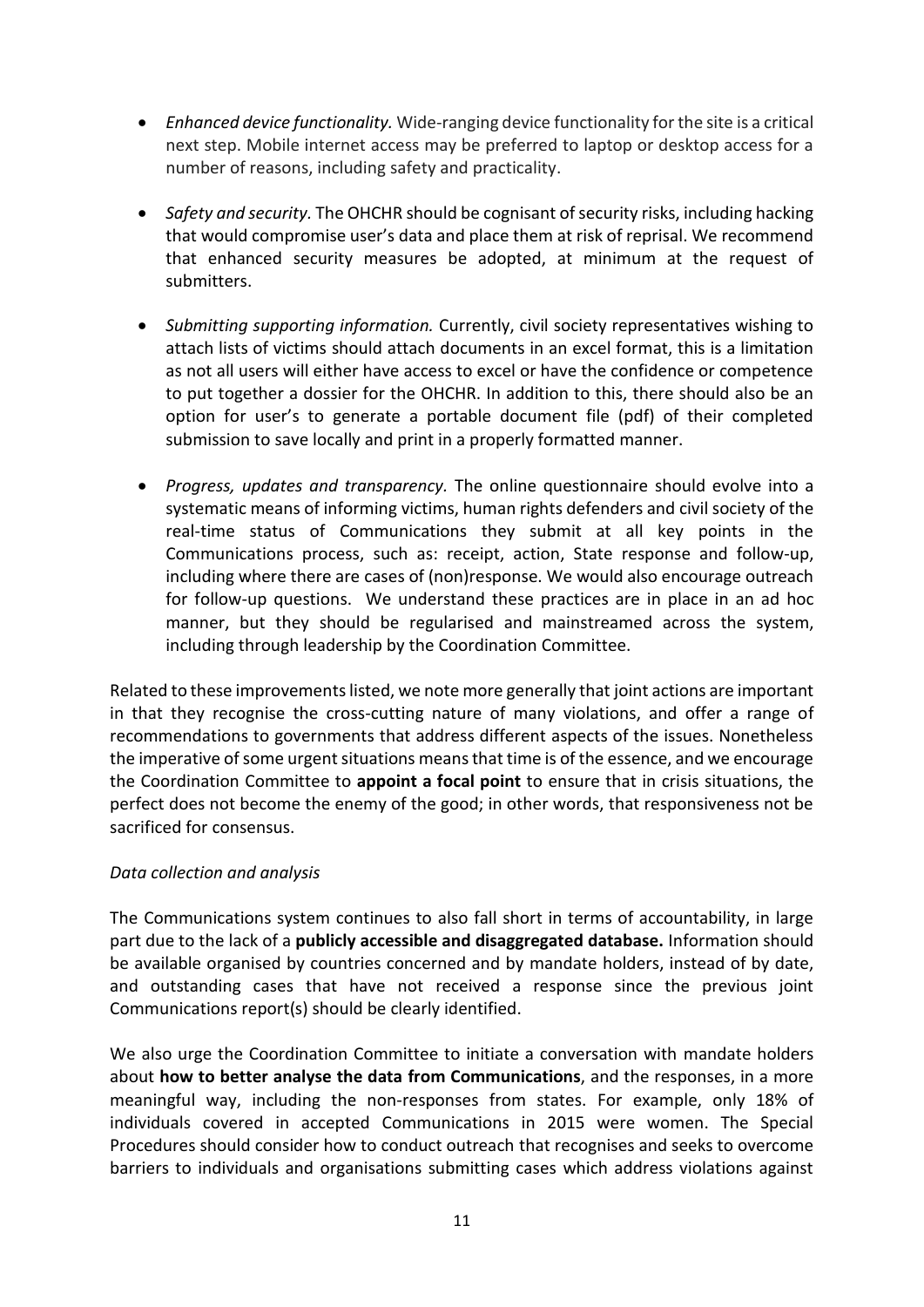- *Enhanced device functionality.* Wide-ranging device functionality for the site is a critical next step. Mobile internet access may be preferred to laptop or desktop access for a number of reasons, including safety and practicality.

- *Safety and security.* The OHCHR should be cognisant of security risks, including hacking that would compromise user's data and place them at risk of reprisal. We recommend that enhanced security measures be adopted, at minimum at the request of submitters.

- *Submitting supporting information.* Currently, civil society representatives wishing to attach lists of victims should attach documents in an excel format, this is a limitation as not all users will either have access to excel or have the confidence or competence to put together a dossier for the OHCHR. In addition to this, there should also be an option for user's to generate a portable document file (pdf) of their completed submission to save locally and print in a properly formatted manner.

- *Progress, updates and transparency.* The online questionnaire should evolve into a systematic means of informing victims, human rights defenders and civil society of the real-time status of Communications they submit at all key points in the Communications process, such as: receipt, action, State response and follow-up, including where there are cases of (non)response. We would also encourage outreach for follow-up questions. We understand these practices are in place in an ad hoc manner, but they should be regularised and mainstreamed across the system, including through leadership by the Coordination Committee.

Related to these improvements listed, we note more generally that joint actions are important in that they recognise the cross-cutting nature of many violations, and offer a range of recommendations to governments that address different aspects of the issues. Nonetheless the imperative of some urgent situations means that time is of the essence, and we encourage the Coordination Committee to **appoint a focal point** to ensure that in crisis situations, the perfect does not become the enemy of the good; in other words, that responsiveness not be sacrificed for consensus.

*Data collection and analysis*

The Communications system continues to also fall short in terms of accountability, in large part due to the lack of a **publicly accessible and disaggregated database.** Information should be available organised by countries concerned and by mandate holders, instead of by date, and outstanding cases that have not received a response since the previous joint Communications report(s) should be clearly identified.

We also urge the Coordination Committee to initiate a conversation with mandate holders about **how to better analyse the data from Communications**, and the responses, in a more meaningful way, including the non-responses from states. For example, only 18% of individuals covered in accepted Communications in 2015 were women. The Special Procedures should consider how to conduct outreach that recognises and seeks to overcome barriers to individuals and organisations submitting cases which address violations against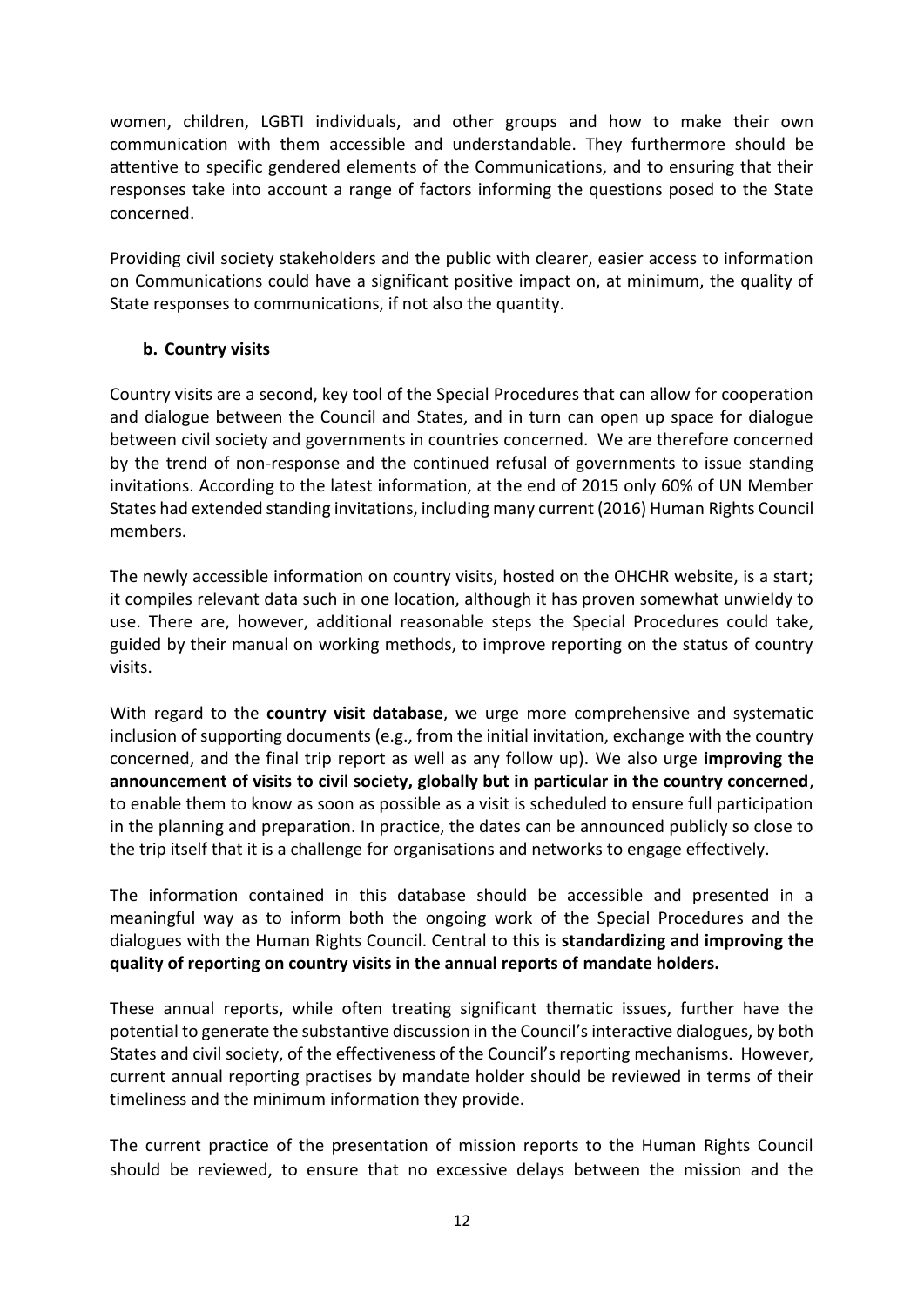women, children, LGBTI individuals, and other groups and how to make their own communication with them accessible and understandable. They furthermore should be attentive to specific gendered elements of the Communications, and to ensuring that their responses take into account a range of factors informing the questions posed to the State concerned.

Providing civil society stakeholders and the public with clearer, easier access to information on Communications could have a significant positive impact on, at minimum, the quality of State responses to communications, if not also the quantity.

### b. Country visits

Country visits are a second, key tool of the Special Procedures that can allow for cooperation and dialogue between the Council and States, and in turn can open up space for dialogue between civil society and governments in countries concerned. We are therefore concerned by the trend of non-response and the continued refusal of governments to issue standing invitations. According to the latest information, at the end of 2015 only 60% of UN Member States had extended standing invitations, including many current (2016) Human Rights Council members.

The newly accessible information on country visits, hosted on the OHCHR website, is a start; it compiles relevant data such in one location, although it has proven somewhat unwieldy to use. There are, however, additional reasonable steps the Special Procedures could take, guided by their manual on working methods, to improve reporting on the status of country visits.

With regard to the **country visit database**, we urge more comprehensive and systematic inclusion of supporting documents (e.g., from the initial invitation, exchange with the country concerned, and the final trip report as well as any follow up). We also urge **improving the announcement of visits to civil society, globally but in particular in the country concerned**, to enable them to know as soon as possible as a visit is scheduled to ensure full participation in the planning and preparation. In practice, the dates can be announced publicly so close to the trip itself that it is a challenge for organisations and networks to engage effectively.

The information contained in this database should be accessible and presented in a meaningful way as to inform both the ongoing work of the Special Procedures and the dialogues with the Human Rights Council. Central to this is **standardizing and improving the quality of reporting on country visits in the annual reports of mandate holders.**

These annual reports, while often treating significant thematic issues, further have the potential to generate the substantive discussion in the Council's interactive dialogues, by both States and civil society, of the effectiveness of the Council's reporting mechanisms. However, current annual reporting practises by mandate holder should be reviewed in terms of their timeliness and the minimum information they provide.

The current practice of the presentation of mission reports to the Human Rights Council should be reviewed, to ensure that no excessive delays between the mission and the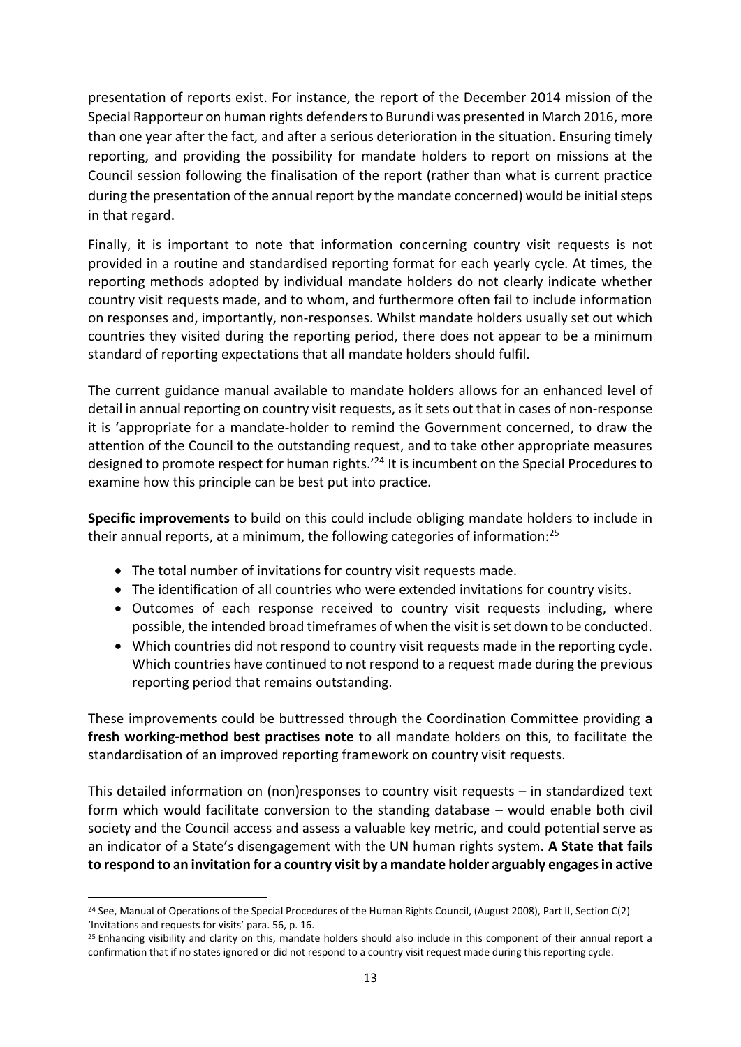presentation of reports exist. For instance, the report of the December 2014 mission of the Special Rapporteur on human rights defenders to Burundi was presented in March 2016, more than one year after the fact, and after a serious deterioration in the situation. Ensuring timely reporting, and providing the possibility for mandate holders to report on missions at the Council session following the finalisation of the report (rather than what is current practice during the presentation of the annual report by the mandate concerned) would be initial steps in that regard.

Finally, it is important to note that information concerning country visit requests is not provided in a routine and standardised reporting format for each yearly cycle. At times, the reporting methods adopted by individual mandate holders do not clearly indicate whether country visit requests made, and to whom, and furthermore often fail to include information on responses and, importantly, non-responses. Whilst mandate holders usually set out which countries they visited during the reporting period, there does not appear to be a minimum standard of reporting expectations that all mandate holders should fulfil.

The current guidance manual available to mandate holders allows for an enhanced level of detail in annual reporting on country visit requests, as it sets out that in cases of non-response it is 'appropriate for a mandate-holder to remind the Government concerned, to draw the attention of the Council to the outstanding request, and to take other appropriate measures designed to promote respect for human rights.'[24] It is incumbent on the Special Procedures to examine how this principle can be best put into practice.

**Specific improvements** to build on this could include obliging mandate holders to include in their annual reports, at a minimum, the following categories of information:[25]

- The total number of invitations for country visit requests made.
- The identification of all countries who were extended invitations for country visits.
- Outcomes of each response received to country visit requests including, where possible, the intended broad timeframes of when the visit is set down to be conducted.
- Which countries did not respond to country visit requests made in the reporting cycle. Which countries have continued to not respond to a request made during the previous reporting period that remains outstanding.

These improvements could be buttressed through the Coordination Committee providing **a fresh working-method best practises note** to all mandate holders on this, to facilitate the standardisation of an improved reporting framework on country visit requests.

This detailed information on (non)responses to country visit requests – in standardized text form which would facilitate conversion to the standing database – would enable both civil society and the Council access and assess a valuable key metric, and could potential serve as an indicator of a State's disengagement with the UN human rights system. **A State that fails to respond to an invitation for a country visit by a mandate holder arguably engages in active**

[24] See, Manual of Operations of the Special Procedures of the Human Rights Council, (August 2008), Part II, Section C(2) 'Invitations and requests for visits' para. 56, p. 16.

[25] Enhancing visibility and clarity on this, mandate holders should also include in this component of their annual report a confirmation that if no states ignored or did not respond to a country visit request made during this reporting cycle.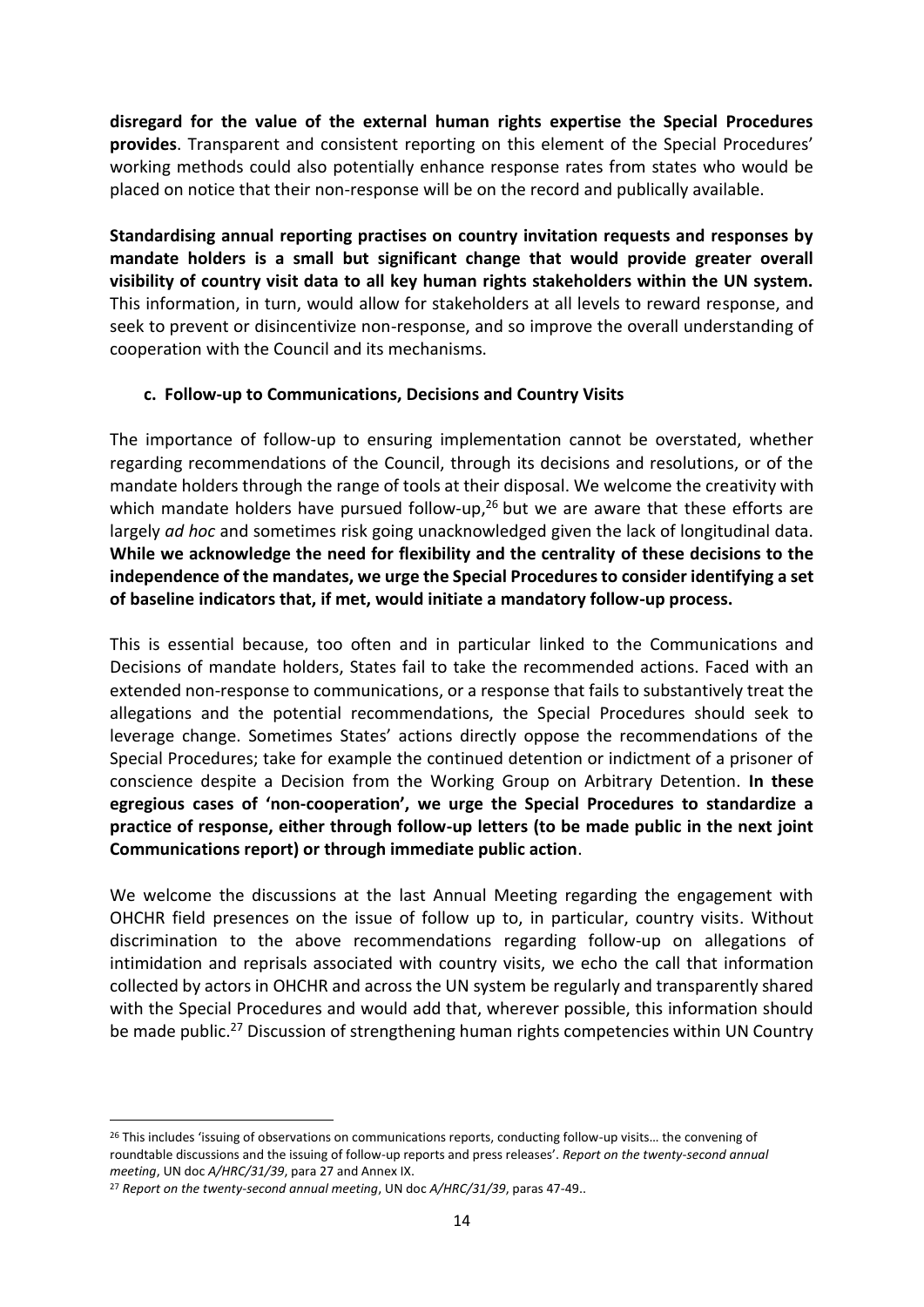**disregard for the value of the external human rights expertise the Special Procedures provides**. Transparent and consistent reporting on this element of the Special Procedures' working methods could also potentially enhance response rates from states who would be placed on notice that their non-response will be on the record and publically available.

**Standardising annual reporting practises on country invitation requests and responses by mandate holders is a small but significant change that would provide greater overall visibility of country visit data to all key human rights stakeholders within the UN system.** This information, in turn, would allow for stakeholders at all levels to reward response, and seek to prevent or disincentivize non-response, and so improve the overall understanding of cooperation with the Council and its mechanisms.

#### c. Follow-up to Communications, Decisions and Country Visits

The importance of follow-up to ensuring implementation cannot be overstated, whether regarding recommendations of the Council, through its decisions and resolutions, or of the mandate holders through the range of tools at their disposal. We welcome the creativity with which mandate holders have pursued follow-up,[26] but we are aware that these efforts are largely *ad hoc* and sometimes risk going unacknowledged given the lack of longitudinal data. **While we acknowledge the need for flexibility and the centrality of these decisions to the independence of the mandates, we urge the Special Procedures to consider identifying a set of baseline indicators that, if met, would initiate a mandatory follow-up process.**

This is essential because, too often and in particular linked to the Communications and Decisions of mandate holders, States fail to take the recommended actions. Faced with an extended non-response to communications, or a response that fails to substantively treat the allegations and the potential recommendations, the Special Procedures should seek to leverage change. Sometimes States' actions directly oppose the recommendations of the Special Procedures; take for example the continued detention or indictment of a prisoner of conscience despite a Decision from the Working Group on Arbitrary Detention. **In these egregious cases of 'non-cooperation', we urge the Special Procedures to standardize a practice of response, either through follow-up letters (to be made public in the next joint Communications report) or through immediate public action**.

We welcome the discussions at the last Annual Meeting regarding the engagement with OHCHR field presences on the issue of follow up to, in particular, country visits. Without discrimination to the above recommendations regarding follow-up on allegations of intimidation and reprisals associated with country visits, we echo the call that information collected by actors in OHCHR and across the UN system be regularly and transparently shared with the Special Procedures and would add that, wherever possible, this information should be made public.[27] Discussion of strengthening human rights competencies within UN Country

---

[26] This includes 'issuing of observations on communications reports, conducting follow-up visits… the convening of roundtable discussions and the issuing of follow-up reports and press releases'. *Report on the twenty-second annual meeting*, UN doc *A/HRC/31/39*, para 27 and Annex IX.

[27] *Report on the twenty-second annual meeting*, UN doc *A/HRC/31/39*, paras 47-49..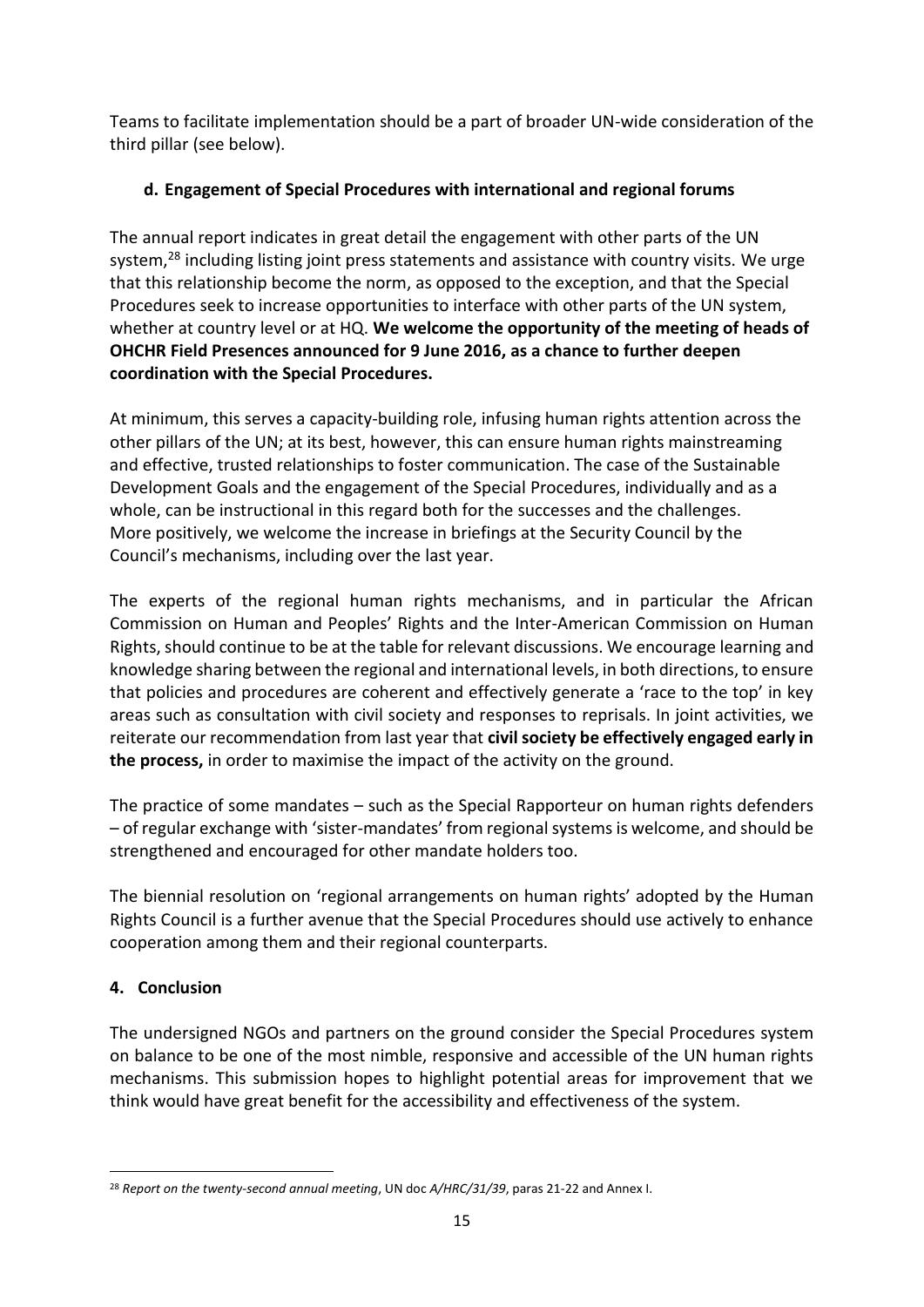Teams to facilitate implementation should be a part of broader UN-wide consideration of the third pillar (see below).

### d. Engagement of Special Procedures with international and regional forums

The annual report indicates in great detail the engagement with other parts of the UN system,[28] including listing joint press statements and assistance with country visits. We urge that this relationship become the norm, as opposed to the exception, and that the Special Procedures seek to increase opportunities to interface with other parts of the UN system, whether at country level or at HQ. **We welcome the opportunity of the meeting of heads of OHCHR Field Presences announced for 9 June 2016, as a chance to further deepen coordination with the Special Procedures.**

At minimum, this serves a capacity-building role, infusing human rights attention across the other pillars of the UN; at its best, however, this can ensure human rights mainstreaming and effective, trusted relationships to foster communication. The case of the Sustainable Development Goals and the engagement of the Special Procedures, individually and as a whole, can be instructional in this regard both for the successes and the challenges. More positively, we welcome the increase in briefings at the Security Council by the Council's mechanisms, including over the last year.

The experts of the regional human rights mechanisms, and in particular the African Commission on Human and Peoples' Rights and the Inter-American Commission on Human Rights, should continue to be at the table for relevant discussions. We encourage learning and knowledge sharing between the regional and international levels, in both directions, to ensure that policies and procedures are coherent and effectively generate a 'race to the top' in key areas such as consultation with civil society and responses to reprisals. In joint activities, we reiterate our recommendation from last year that **civil society be effectively engaged early in the process,** in order to maximise the impact of the activity on the ground.

The practice of some mandates – such as the Special Rapporteur on human rights defenders – of regular exchange with 'sister-mandates' from regional systems is welcome, and should be strengthened and encouraged for other mandate holders too.

The biennial resolution on 'regional arrangements on human rights' adopted by the Human Rights Council is a further avenue that the Special Procedures should use actively to enhance cooperation among them and their regional counterparts.

## 4. Conclusion

The undersigned NGOs and partners on the ground consider the Special Procedures system on balance to be one of the most nimble, responsive and accessible of the UN human rights mechanisms. This submission hopes to highlight potential areas for improvement that we think would have great benefit for the accessibility and effectiveness of the system.

---

[28] *Report on the twenty-second annual meeting*, UN doc *A/HRC/31/39*, paras 21-22 and Annex I.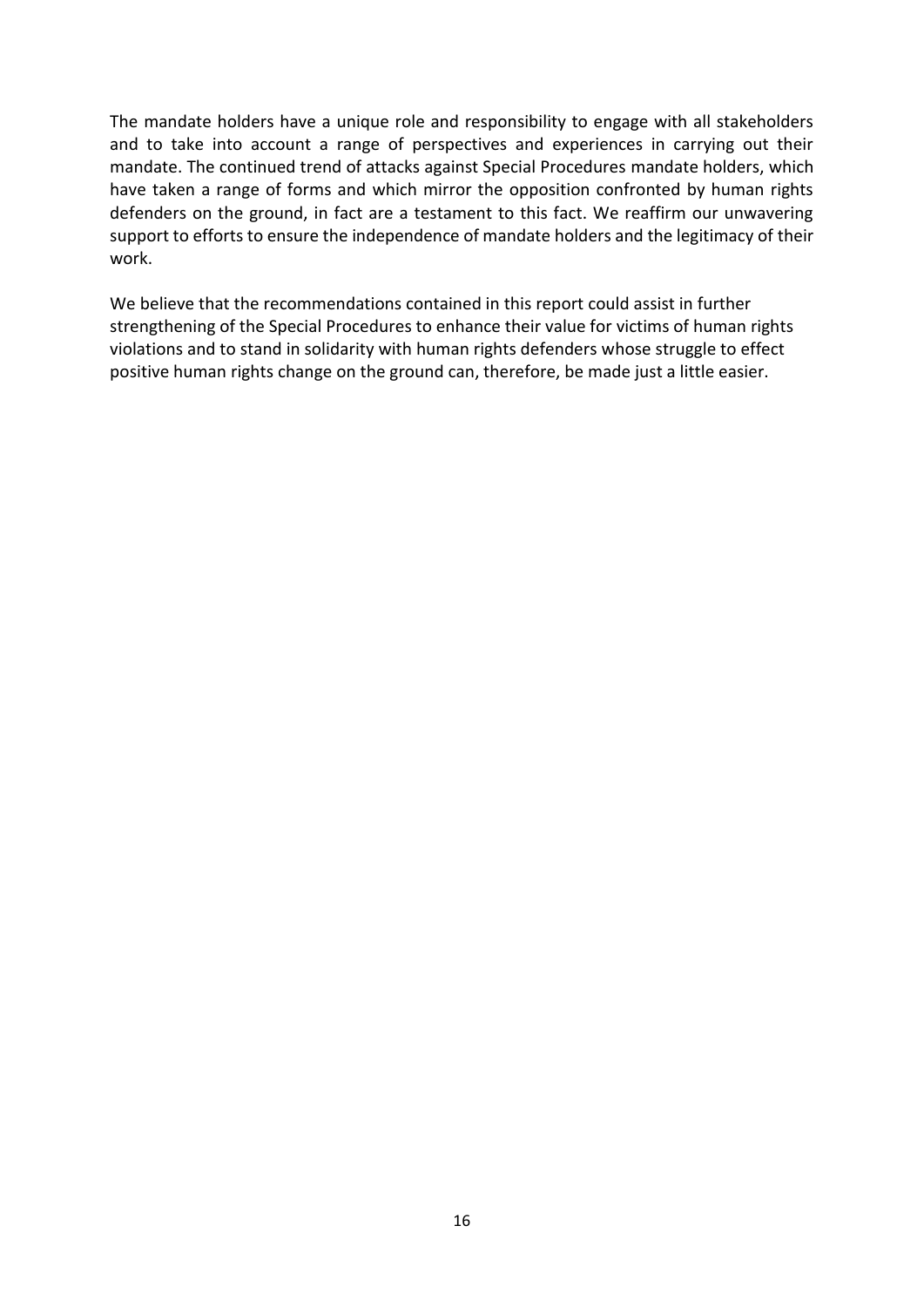The mandate holders have a unique role and responsibility to engage with all stakeholders and to take into account a range of perspectives and experiences in carrying out their mandate. The continued trend of attacks against Special Procedures mandate holders, which have taken a range of forms and which mirror the opposition confronted by human rights defenders on the ground, in fact are a testament to this fact. We reaffirm our unwavering support to efforts to ensure the independence of mandate holders and the legitimacy of their work.

We believe that the recommendations contained in this report could assist in further strengthening of the Special Procedures to enhance their value for victims of human rights violations and to stand in solidarity with human rights defenders whose struggle to effect positive human rights change on the ground can, therefore, be made just a little easier.